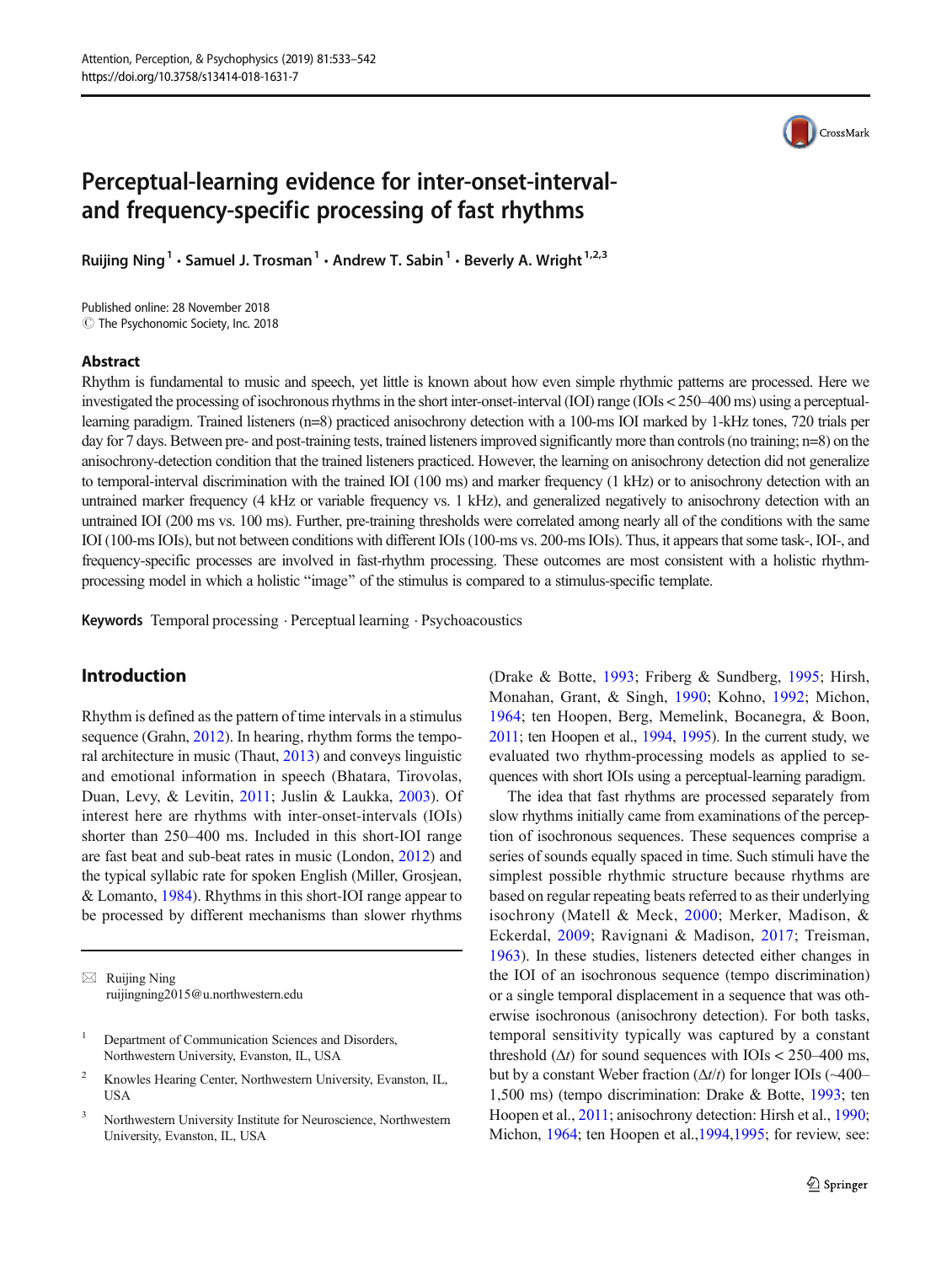# Perceptual-learning evidence for inter-onset-interval- and frequency-specific processing of fast rhythms

Ruijing Ning[1] · Samuel J. Trosman[1] · Andrew T. Sabin[1] · Beverly A. Wright[1,2,3]

Published online: 28 November 2018
© The Psychonomic Society, Inc. 2018

## Abstract

Rhythm is fundamental to music and speech, yet little is known about how even simple rhythmic patterns are processed. Here we investigated the processing of isochronous rhythms in the short inter-onset-interval (IOI) range (IOIs < 250–400 ms) using a perceptual-learning paradigm. Trained listeners (n=8) practiced anisochrony detection with a 100-ms IOI marked by 1-kHz tones, 720 trials per day for 7 days. Between pre- and post-training tests, trained listeners improved significantly more than controls (no training; n=8) on the anisochrony-detection condition that the trained listeners practiced. However, the learning on anisochrony detection did not generalize to temporal-interval discrimination with the trained IOI (100 ms) and marker frequency (1 kHz) or to anisochrony detection with an untrained marker frequency (4 kHz or variable frequency vs. 1 kHz), and generalized negatively to anisochrony detection with an untrained IOI (200 ms vs. 100 ms). Further, pre-training thresholds were correlated among nearly all of the conditions with the same IOI (100-ms IOIs), but not between conditions with different IOIs (100-ms vs. 200-ms IOIs). Thus, it appears that some task-, IOI-, and frequency-specific processes are involved in fast-rhythm processing. These outcomes are most consistent with a holistic rhythm-processing model in which a holistic "image" of the stimulus is compared to a stimulus-specific template.

**Keywords** Temporal processing · Perceptual learning · Psychoacoustics

## Introduction

Rhythm is defined as the pattern of time intervals in a stimulus sequence (Grahn, 2012). In hearing, rhythm forms the temporal architecture in music (Thaut, 2013) and conveys linguistic and emotional information in speech (Bhatara, Tirovolas, Duan, Levy, & Levitin, 2011; Juslin & Laukka, 2003). Of interest here are rhythms with inter-onset-intervals (IOIs) shorter than 250–400 ms. Included in this short-IOI range are fast beat and sub-beat rates in music (London, 2012) and the typical syllabic rate for spoken English (Miller, Grosjean, & Lomanto, 1984). Rhythms in this short-IOI range appear to be processed by different mechanisms than slower rhythms (Drake & Botte, 1993; Friberg & Sundberg, 1995; Hirsh, Monahan, Grant, & Singh, 1990; Kohno, 1992; Michon, 1964; ten Hoopen, Berg, Memelink, Bocanegra, & Boon, 2011; ten Hoopen et al., 1994, 1995). In the current study, we evaluated two rhythm-processing models as applied to sequences with short IOIs using a perceptual-learning paradigm.

The idea that fast rhythms are processed separately from slow rhythms initially came from examinations of the perception of isochronous sequences. These sequences comprise a series of sounds equally spaced in time. Such stimuli have the simplest possible rhythmic structure because rhythms are based on regular repeating beats referred to as their underlying isochrony (Matell & Meck, 2000; Merker, Madison, & Eckerdal, 2009; Ravignani & Madison, 2017; Treisman, 1963). In these studies, listeners detected either changes in the IOI of an isochronous sequence (tempo discrimination) or a single temporal displacement in a sequence that was otherwise isochronous (anisochrony detection). For both tasks, temporal sensitivity typically was captured by a constant threshold ($\Delta t$) for sound sequences with IOIs < 250–400 ms, but by a constant Weber fraction ($\Delta t/t$) for longer IOIs (~400–1,500 ms) (tempo discrimination: Drake & Botte, 1993; ten Hoopen et al., 2011; anisochrony detection: Hirsh et al., 1990; Michon, 1964; ten Hoopen et al.,1994,1995; for review, see:

✉ Ruijing Ning
ruijingning2015@u.northwestern.edu

1 Department of Communication Sciences and Disorders, Northwestern University, Evanston, IL, USA

2 Knowles Hearing Center, Northwestern University, Evanston, IL, USA

3 Northwestern University Institute for Neuroscience, Northwestern University, Evanston, IL, USA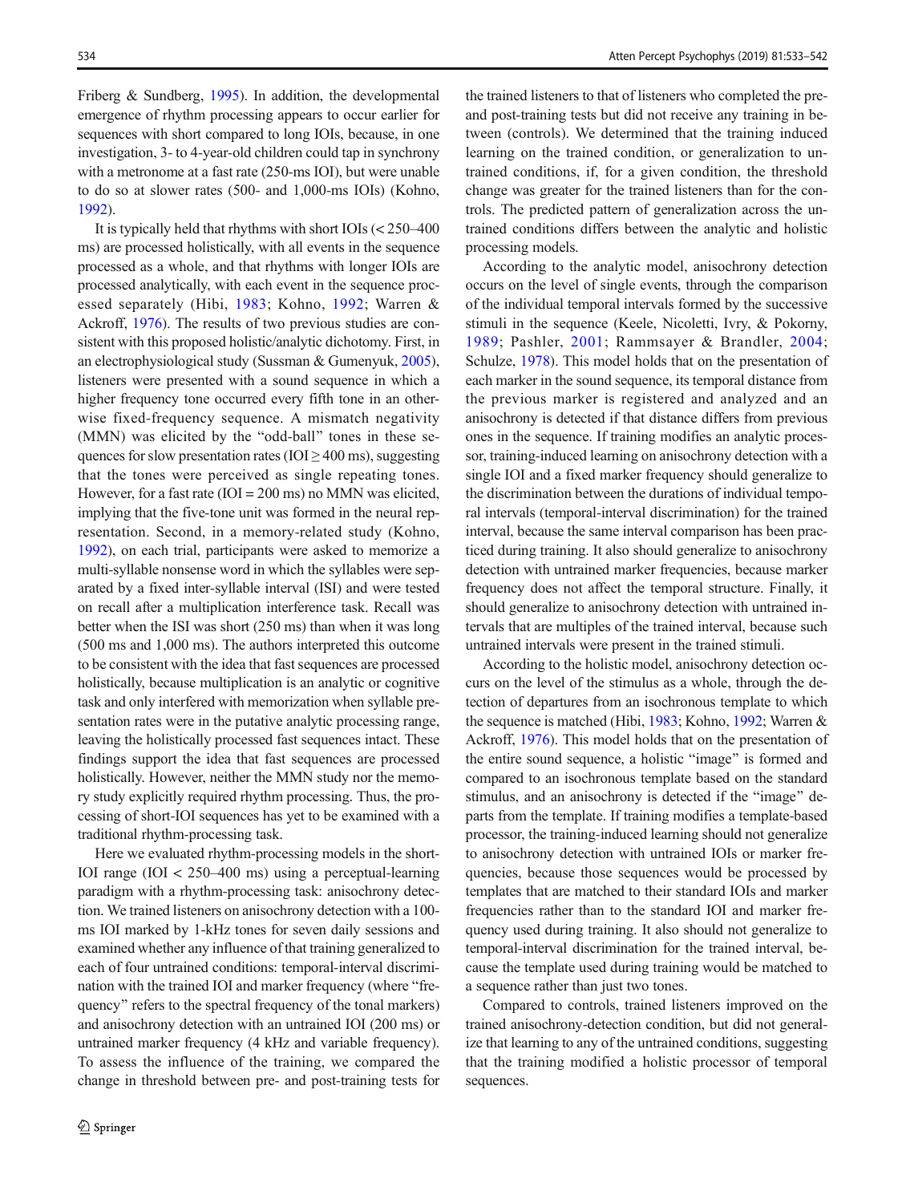Friberg & Sundberg, 1995). In addition, the developmental emergence of rhythm processing appears to occur earlier for sequences with short compared to long IOIs, because, in one investigation, 3- to 4-year-old children could tap in synchrony with a metronome at a fast rate (250-ms IOI), but were unable to do so at slower rates (500- and 1,000-ms IOIs) (Kohno, 1992).

It is typically held that rhythms with short IOIs (< 250–400 ms) are processed holistically, with all events in the sequence processed as a whole, and that rhythms with longer IOIs are processed analytically, with each event in the sequence processed separately (Hibi, 1983; Kohno, 1992; Warren & Ackroff, 1976). The results of two previous studies are consistent with this proposed holistic/analytic dichotomy. First, in an electrophysiological study (Sussman & Gumenyuk, 2005), listeners were presented with a sound sequence in which a higher frequency tone occurred every fifth tone in an otherwise fixed-frequency sequence. A mismatch negativity (MMN) was elicited by the "odd-ball" tones in these sequences for slow presentation rates (IOI ≥ 400 ms), suggesting that the tones were perceived as single repeating tones. However, for a fast rate (IOI = 200 ms) no MMN was elicited, implying that the five-tone unit was formed in the neural representation. Second, in a memory-related study (Kohno, 1992), on each trial, participants were asked to memorize a multi-syllable nonsense word in which the syllables were separated by a fixed inter-syllable interval (ISI) and were tested on recall after a multiplication interference task. Recall was better when the ISI was short (250 ms) than when it was long (500 ms and 1,000 ms). The authors interpreted this outcome to be consistent with the idea that fast sequences are processed holistically, because multiplication is an analytic or cognitive task and only interfered with memorization when syllable presentation rates were in the putative analytic processing range, leaving the holistically processed fast sequences intact. These findings support the idea that fast sequences are processed holistically. However, neither the MMN study nor the memory study explicitly required rhythm processing. Thus, the processing of short-IOI sequences has yet to be examined with a traditional rhythm-processing task.

Here we evaluated rhythm-processing models in the short-IOI range (IOI < 250–400 ms) using a perceptual-learning paradigm with a rhythm-processing task: anisochrony detection. We trained listeners on anisochrony detection with a 100-ms IOI marked by 1-kHz tones for seven daily sessions and examined whether any influence of that training generalized to each of four untrained conditions: temporal-interval discrimination with the trained IOI and marker frequency (where "frequency" refers to the spectral frequency of the tonal markers) and anisochrony detection with an untrained IOI (200 ms) or untrained marker frequency (4 kHz and variable frequency). To assess the influence of the training, we compared the change in threshold between pre- and post-training tests for the trained listeners to that of listeners who completed the pre- and post-training tests but did not receive any training in between (controls). We determined that the training induced learning on the trained condition, or generalization to untrained conditions, if, for a given condition, the threshold change was greater for the trained listeners than for the controls. The predicted pattern of generalization across the untrained conditions differs between the analytic and holistic processing models.

According to the analytic model, anisochrony detection occurs on the level of single events, through the comparison of the individual temporal intervals formed by the successive stimuli in the sequence (Keele, Nicoletti, Ivry, & Pokorny, 1989; Pashler, 2001; Rammsayer & Brandler, 2004; Schulze, 1978). This model holds that on the presentation of each marker in the sound sequence, its temporal distance from the previous marker is registered and analyzed and an anisochrony is detected if that distance differs from previous ones in the sequence. If training modifies an analytic processor, training-induced learning on anisochrony detection with a single IOI and a fixed marker frequency should generalize to the discrimination between the durations of individual temporal intervals (temporal-interval discrimination) for the trained interval, because the same interval comparison has been practiced during training. It also should generalize to anisochrony detection with untrained marker frequencies, because marker frequency does not affect the temporal structure. Finally, it should generalize to anisochrony detection with untrained intervals that are multiples of the trained interval, because such untrained intervals were present in the trained stimuli.

According to the holistic model, anisochrony detection occurs on the level of the stimulus as a whole, through the detection of departures from an isochronous template to which the sequence is matched (Hibi, 1983; Kohno, 1992; Warren & Ackroff, 1976). This model holds that on the presentation of the entire sound sequence, a holistic "image" is formed and compared to an isochronous template based on the standard stimulus, and an anisochrony is detected if the "image" departs from the template. If training modifies a template-based processor, the training-induced learning should not generalize to anisochrony detection with untrained IOIs or marker frequencies, because those sequences would be processed by templates that are matched to their standard IOIs and marker frequencies rather than to the standard IOI and marker frequency used during training. It also should not generalize to temporal-interval discrimination for the trained interval, because the template used during training would be matched to a sequence rather than just two tones.

Compared to controls, trained listeners improved on the trained anisochrony-detection condition, but did not generalize that learning to any of the untrained conditions, suggesting that the training modified a holistic processor of temporal sequences.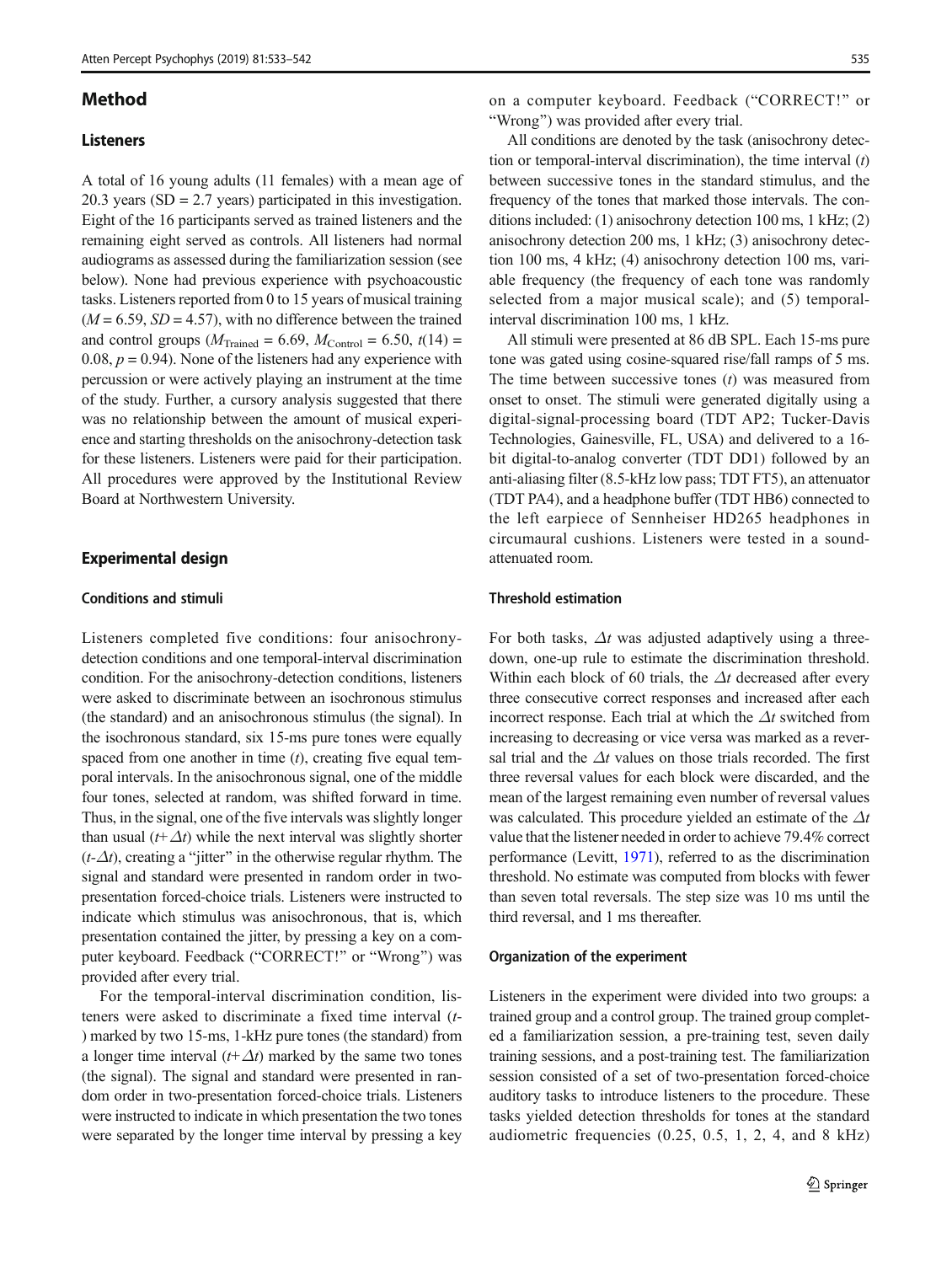## Method

### Listeners

A total of 16 young adults (11 females) with a mean age of 20.3 years (SD = 2.7 years) participated in this investigation. Eight of the 16 participants served as trained listeners and the remaining eight served as controls. All listeners had normal audiograms as assessed during the familiarization session (see below). None had previous experience with psychoacoustic tasks. Listeners reported from 0 to 15 years of musical training ($M = 6.59$, $SD = 4.57$), with no difference between the trained and control groups ($M_{\text{Trained}} = 6.69$, $M_{\text{Control}} = 6.50$, $t(14) = 0.08$, $p = 0.94$). None of the listeners had any experience with percussion or were actively playing an instrument at the time of the study. Further, a cursory analysis suggested that there was no relationship between the amount of musical experience and starting thresholds on the anisochrony-detection task for these listeners. Listeners were paid for their participation. All procedures were approved by the Institutional Review Board at Northwestern University.

### Experimental design

#### Conditions and stimuli

Listeners completed five conditions: four anisochrony-detection conditions and one temporal-interval discrimination condition. For the anisochrony-detection conditions, listeners were asked to discriminate between an isochronous stimulus (the standard) and an anisochronous stimulus (the signal). In the isochronous standard, six 15-ms pure tones were equally spaced from one another in time ($t$), creating five equal temporal intervals. In the anisochronous signal, one of the middle four tones, selected at random, was shifted forward in time. Thus, in the signal, one of the five intervals was slightly longer than usual ($t$+$\Delta t$) while the next interval was slightly shorter ($t$-$\Delta t$), creating a "jitter" in the otherwise regular rhythm. The signal and standard were presented in random order in two-presentation forced-choice trials. Listeners were instructed to indicate which stimulus was anisochronous, that is, which presentation contained the jitter, by pressing a key on a computer keyboard. Feedback ("CORRECT!" or "Wrong") was provided after every trial.

For the temporal-interval discrimination condition, listeners were asked to discriminate a fixed time interval ($t$) marked by two 15-ms, 1-kHz pure tones (the standard) from a longer time interval ($t$+$\Delta t$) marked by the same two tones (the signal). The signal and standard were presented in random order in two-presentation forced-choice trials. Listeners were instructed to indicate in which presentation the two tones were separated by the longer time interval by pressing a key on a computer keyboard. Feedback ("CORRECT!" or "Wrong") was provided after every trial.

All conditions are denoted by the task (anisochrony detection or temporal-interval discrimination), the time interval ($t$) between successive tones in the standard stimulus, and the frequency of the tones that marked those intervals. The conditions included: (1) anisochrony detection 100 ms, 1 kHz; (2) anisochrony detection 200 ms, 1 kHz; (3) anisochrony detection 100 ms, 4 kHz; (4) anisochrony detection 100 ms, variable frequency (the frequency of each tone was randomly selected from a major musical scale); and (5) temporal-interval discrimination 100 ms, 1 kHz.

All stimuli were presented at 86 dB SPL. Each 15-ms pure tone was gated using cosine-squared rise/fall ramps of 5 ms. The time between successive tones ($t$) was measured from onset to onset. The stimuli were generated digitally using a digital-signal-processing board (TDT AP2; Tucker-Davis Technologies, Gainesville, FL, USA) and delivered to a 16-bit digital-to-analog converter (TDT DD1) followed by an anti-aliasing filter (8.5-kHz low pass; TDT FT5), an attenuator (TDT PA4), and a headphone buffer (TDT HB6) connected to the left earpiece of Sennheiser HD265 headphones in circumaural cushions. Listeners were tested in a sound-attenuated room.

#### Threshold estimation

For both tasks, $\Delta t$ was adjusted adaptively using a three-down, one-up rule to estimate the discrimination threshold. Within each block of 60 trials, the $\Delta t$ decreased after every three consecutive correct responses and increased after each incorrect response. Each trial at which the $\Delta t$ switched from increasing to decreasing or vice versa was marked as a reversal trial and the $\Delta t$ values on those trials recorded. The first three reversal values for each block were discarded, and the mean of the largest remaining even number of reversal values was calculated. This procedure yielded an estimate of the $\Delta t$ value that the listener needed in order to achieve 79.4% correct performance (Levitt, 1971), referred to as the discrimination threshold. No estimate was computed from blocks with fewer than seven total reversals. The step size was 10 ms until the third reversal, and 1 ms thereafter.

#### Organization of the experiment

Listeners in the experiment were divided into two groups: a trained group and a control group. The trained group completed a familiarization session, a pre-training test, seven daily training sessions, and a post-training test. The familiarization session consisted of a set of two-presentation forced-choice auditory tasks to introduce listeners to the procedure. These tasks yielded detection thresholds for tones at the standard audiometric frequencies (0.25, 0.5, 1, 2, 4, and 8 kHz)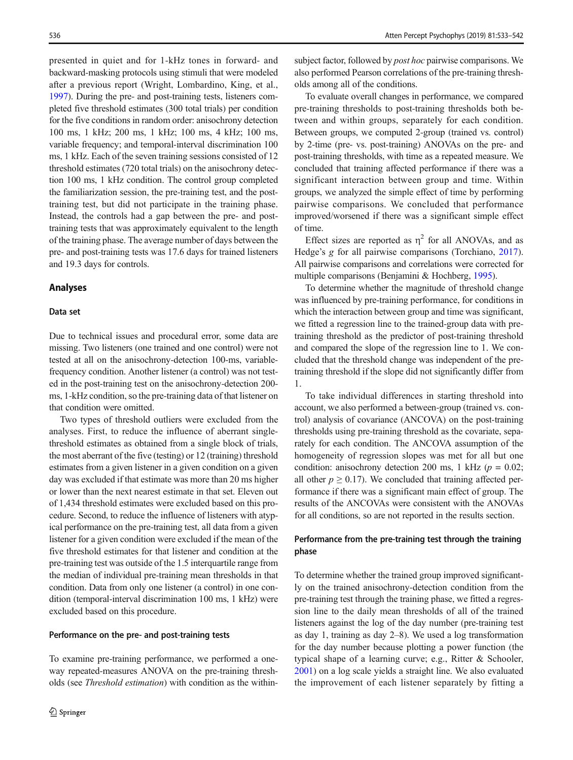presented in quiet and for 1-kHz tones in forward- and backward-masking protocols using stimuli that were modeled after a previous report (Wright, Lombardino, King, et al., 1997). During the pre- and post-training tests, listeners completed five threshold estimates (300 total trials) per condition for the five conditions in random order: anisochrony detection 100 ms, 1 kHz; 200 ms, 1 kHz; 100 ms, 4 kHz; 100 ms, variable frequency; and temporal-interval discrimination 100 ms, 1 kHz. Each of the seven training sessions consisted of 12 threshold estimates (720 total trials) on the anisochrony detection 100 ms, 1 kHz condition. The control group completed the familiarization session, the pre-training test, and the post-training test, but did not participate in the training phase. Instead, the controls had a gap between the pre- and post-training tests that was approximately equivalent to the length of the training phase. The average number of days between the pre- and post-training tests was 17.6 days for trained listeners and 19.3 days for controls.

## Analyses

### Data set

Due to technical issues and procedural error, some data are missing. Two listeners (one trained and one control) were not tested at all on the anisochrony-detection 100-ms, variable-frequency condition. Another listener (a control) was not tested in the post-training test on the anisochrony-detection 200-ms, 1-kHz condition, so the pre-training data of that listener on that condition were omitted.

Two types of threshold outliers were excluded from the analyses. First, to reduce the influence of aberrant single-threshold estimates as obtained from a single block of trials, the most aberrant of the five (testing) or 12 (training) threshold estimates from a given listener in a given condition on a given day was excluded if that estimate was more than 20 ms higher or lower than the next nearest estimate in that set. Eleven out of 1,434 threshold estimates were excluded based on this procedure. Second, to reduce the influence of listeners with atypical performance on the pre-training test, all data from a given listener for a given condition were excluded if the mean of the five threshold estimates for that listener and condition at the pre-training test was outside of the 1.5 interquartile range from the median of individual pre-training mean thresholds in that condition. Data from only one listener (a control) in one condition (temporal-interval discrimination 100 ms, 1 kHz) were excluded based on this procedure.

### Performance on the pre- and post-training tests

To examine pre-training performance, we performed a one-way repeated-measures ANOVA on the pre-training thresholds (see *Threshold estimation*) with condition as the within-subject factor, followed by *post hoc* pairwise comparisons. We also performed Pearson correlations of the pre-training thresholds among all of the conditions.

To evaluate overall changes in performance, we compared pre-training thresholds to post-training thresholds both between and within groups, separately for each condition. Between groups, we computed 2-group (trained vs. control) by 2-time (pre- vs. post-training) ANOVAs on the pre- and post-training thresholds, with time as a repeated measure. We concluded that training affected performance if there was a significant interaction between group and time. Within groups, we analyzed the simple effect of time by performing pairwise comparisons. We concluded that performance improved/worsened if there was a significant simple effect of time.

Effect sizes are reported as $\eta^2$ for all ANOVAs, and as Hedge's $g$ for all pairwise comparisons (Torchiano, 2017). All pairwise comparisons and correlations were corrected for multiple comparisons (Benjamini & Hochberg, 1995).

To determine whether the magnitude of threshold change was influenced by pre-training performance, for conditions in which the interaction between group and time was significant, we fitted a regression line to the trained-group data with pre-training threshold as the predictor of post-training threshold and compared the slope of the regression line to 1. We concluded that the threshold change was independent of the pre-training threshold if the slope did not significantly differ from 1.

To take individual differences in starting threshold into account, we also performed a between-group (trained vs. control) analysis of covariance (ANCOVA) on the post-training thresholds using pre-training threshold as the covariate, separately for each condition. The ANCOVA assumption of the homogeneity of regression slopes was met for all but one condition: anisochrony detection 200 ms, 1 kHz ($p = 0.02$; all other $p \geq 0.17$). We concluded that training affected performance if there was a significant main effect of group. The results of the ANCOVAs were consistent with the ANOVAs for all conditions, so are not reported in the results section.

### Performance from the pre-training test through the training phase

To determine whether the trained group improved significantly on the trained anisochrony-detection condition from the pre-training test through the training phase, we fitted a regression line to the daily mean thresholds of all of the trained listeners against the log of the day number (pre-training test as day 1, training as day 2–8). We used a log transformation for the day number because plotting a power function (the typical shape of a learning curve; e.g., Ritter & Schooler, 2001) on a log scale yields a straight line. We also evaluated the improvement of each listener separately by fitting a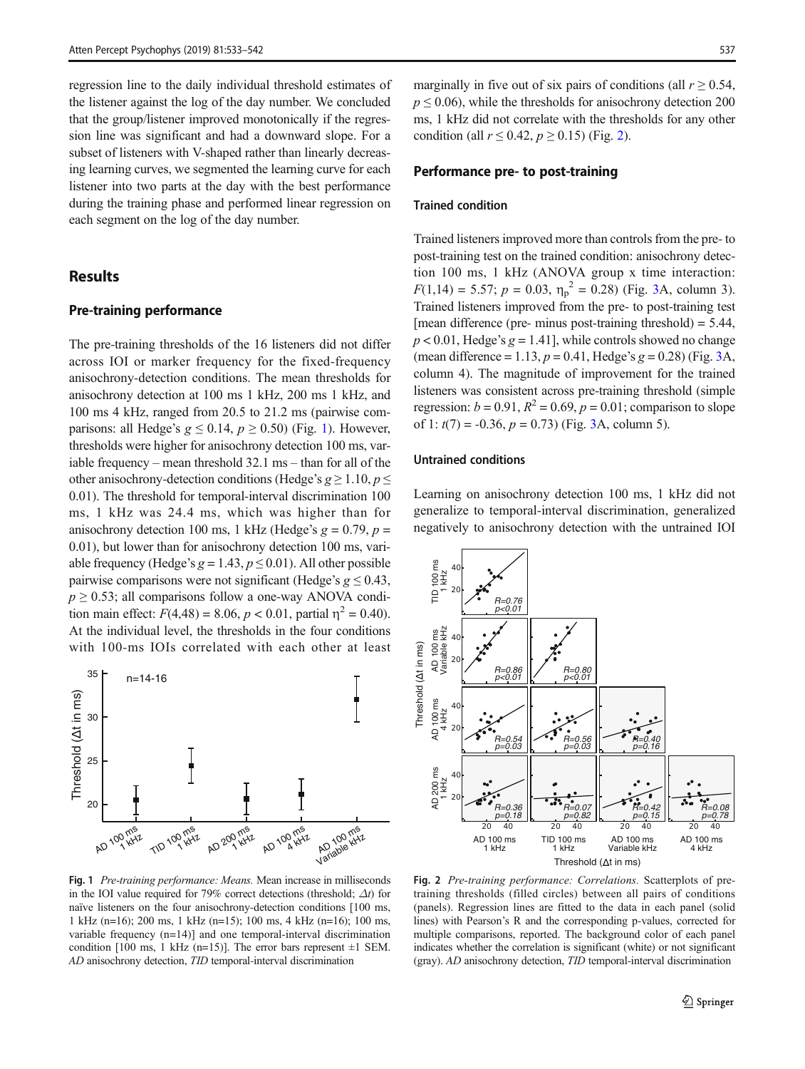regression line to the daily individual threshold estimates of the listener against the log of the day number. We concluded that the group/listener improved monotonically if the regression line was significant and had a downward slope. For a subset of listeners with V-shaped rather than linearly decreasing learning curves, we segmented the learning curve for each listener into two parts at the day with the best performance during the training phase and performed linear regression on each segment on the log of the day number.

## Results

### Pre-training performance

The pre-training thresholds of the 16 listeners did not differ across IOI or marker frequency for the fixed-frequency anisochrony-detection conditions. The mean thresholds for anisochrony detection at 100 ms 1 kHz, 200 ms 1 kHz, and 100 ms 4 kHz, ranged from 20.5 to 21.2 ms (pairwise comparisons: all Hedge's $g \leq 0.14$, $p \geq 0.50$) (Fig. 1). However, thresholds were higher for anisochrony detection 100 ms, variable frequency – mean threshold 32.1 ms – than for all of the other anisochrony-detection conditions (Hedge's $g \geq 1.10$, $p \leq 0.01$). The threshold for temporal-interval discrimination 100 ms, 1 kHz was 24.4 ms, which was higher than for anisochrony detection 100 ms, 1 kHz (Hedge's $g = 0.79$, $p = 0.01$), but lower than for anisochrony detection 100 ms, variable frequency (Hedge's $g = 1.43$, $p \leq 0.01$). All other possible pairwise comparisons were not significant (Hedge's $g \leq 0.43$, $p \geq 0.53$; all comparisons follow a one-way ANOVA condition main effect: $F(4,48) = 8.06$, $p < 0.01$, partial $\eta^2 = 0.40$). At the individual level, the thresholds in the four conditions with 100-ms IOIs correlated with each other at least marginally in five out of six pairs of conditions (all $r \geq 0.54$, $p \leq 0.06$), while the thresholds for anisochrony detection 200 ms, 1 kHz did not correlate with the thresholds for any other condition (all $r \leq 0.42$, $p \geq 0.15$) (Fig. 2).

**Fig. 1** *Pre-training performance: Means.* Mean increase in milliseconds in the IOI value required for 79% correct detections (threshold; $\Delta t$) for naïve listeners on the four anisochrony-detection conditions [100 ms, 1 kHz (n=16); 200 ms, 1 kHz (n=15); 100 ms, 4 kHz (n=16); 100 ms, variable frequency (n=14)] and one temporal-interval discrimination condition [100 ms, 1 kHz (n=15)]. The error bars represent ±1 SEM. *AD* anisochrony detection, *TID* temporal-interval discrimination

### Performance pre- to post-training

#### Trained condition

Trained listeners improved more than controls from the pre- to post-training test on the trained condition: anisochrony detection 100 ms, 1 kHz (ANOVA group x time interaction: $F(1,14) = 5.57$; $p = 0.03$, $\eta_p^2 = 0.28$) (Fig. 3A, column 3). Trained listeners improved from the pre- to post-training test [mean difference (pre- minus post-training threshold) = 5.44, $p < 0.01$, Hedge's $g = 1.41$], while controls showed no change (mean difference = 1.13, $p = 0.41$, Hedge's $g = 0.28$) (Fig. 3A, column 4). The magnitude of improvement for the trained listeners was consistent across pre-training threshold (simple regression: $b = 0.91$, $R^2 = 0.69$, $p = 0.01$; comparison to slope of 1: $t(7) = -0.36$, $p = 0.73$) (Fig. 3A, column 5).

#### Untrained conditions

Learning on anisochrony detection 100 ms, 1 kHz did not generalize to temporal-interval discrimination, generalized negatively to anisochrony detection with the untrained IOI

**Fig. 2** *Pre-training performance: Correlations.* Scatterplots of pre-training thresholds (filled circles) between all pairs of conditions (panels). Regression lines are fitted to the data in each panel (solid lines) with Pearson's R and the corresponding p-values, corrected for multiple comparisons, reported. The background color of each panel indicates whether the correlation is significant (white) or not significant (gray). *AD* anisochrony detection, *TID* temporal-interval discrimination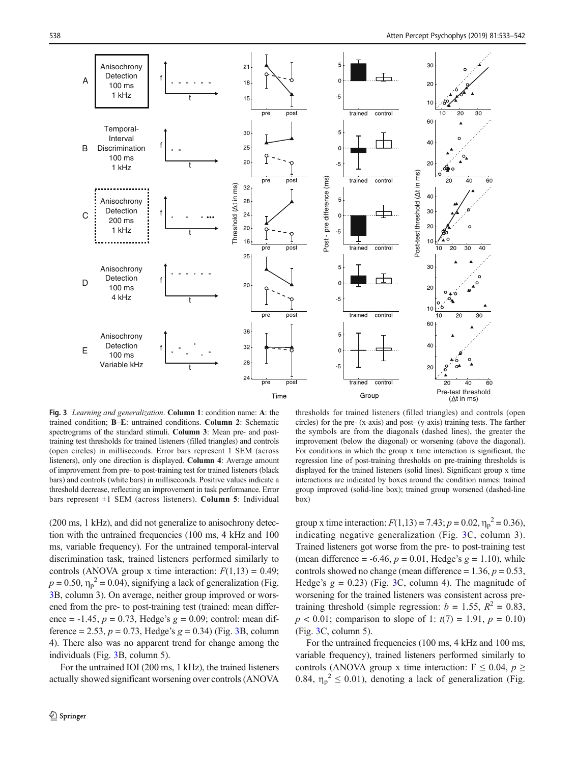**Fig. 3** *Learning and generalization.* **Column 1**: condition name: **A**: the trained condition; **B**–**E**: untrained conditions. **Column 2**: Schematic spectrograms of the standard stimuli. **Column 3**: Mean pre- and post-training test thresholds for trained listeners (filled triangles) and controls (open circles) in milliseconds. Error bars represent 1 SEM (across listeners), only one direction is displayed. **Column 4**: Average amount of improvement from pre- to post-training test for trained listeners (black bars) and controls (white bars) in milliseconds. Positive values indicate a threshold decrease, reflecting an improvement in task performance. Error bars represent ±1 SEM (across listeners). **Column 5**: Individual thresholds for trained listeners (filled triangles) and controls (open circles) for the pre- (x-axis) and post- (y-axis) training tests. The farther the symbols are from the diagonals (dashed lines), the greater the improvement (below the diagonal) or worsening (above the diagonal). For conditions in which the group x time interaction is significant, the regression line of post-training thresholds on pre-training thresholds is displayed for the trained listeners (solid lines). Significant group x time interactions are indicated by boxes around the condition names: trained group improved (solid-line box); trained group worsened (dashed-line box)

(200 ms, 1 kHz), and did not generalize to anisochrony detection with the untrained frequencies (100 ms, 4 kHz and 100 ms, variable frequency). For the untrained temporal-interval discrimination task, trained listeners performed similarly to controls (ANOVA group x time interaction: $F(1,13) = 0.49$; $p = 0.50$, $\eta_p^2 = 0.04$), signifying a lack of generalization (Fig. 3B, column 3). On average, neither group improved or worsened from the pre- to post-training test (trained: mean difference = -1.45, $p = 0.73$, Hedge's $g = 0.09$; control: mean difference = 2.53, $p = 0.73$, Hedge's $g = 0.34$) (Fig. 3B, column 4). There also was no apparent trend for change among the individuals (Fig. 3B, column 5).

For the untrained IOI (200 ms, 1 kHz), the trained listeners actually showed significant worsening over controls (ANOVA group x time interaction: $F(1,13) = 7.43$; $p = 0.02$, $\eta_p^2 = 0.36$), indicating negative generalization (Fig. 3C, column 3). Trained listeners got worse from the pre- to post-training test (mean difference = -6.46, $p = 0.01$, Hedge's $g = 1.10$), while controls showed no change (mean difference = 1.36, $p = 0.53$, Hedge's $g = 0.23$) (Fig. 3C, column 4). The magnitude of worsening for the trained listeners was consistent across pre-training threshold (simple regression: $b = 1.55$, $R^2 = 0.83$, $p < 0.01$; comparison to slope of 1: $t(7) = 1.91$, $p = 0.10$) (Fig. 3C, column 5).

For the untrained frequencies (100 ms, 4 kHz and 100 ms, variable frequency), trained listeners performed similarly to controls (ANOVA group x time interaction: $F \leq 0.04$, $p \geq 0.84$, $\eta_p^2 \leq 0.01$), denoting a lack of generalization (Fig.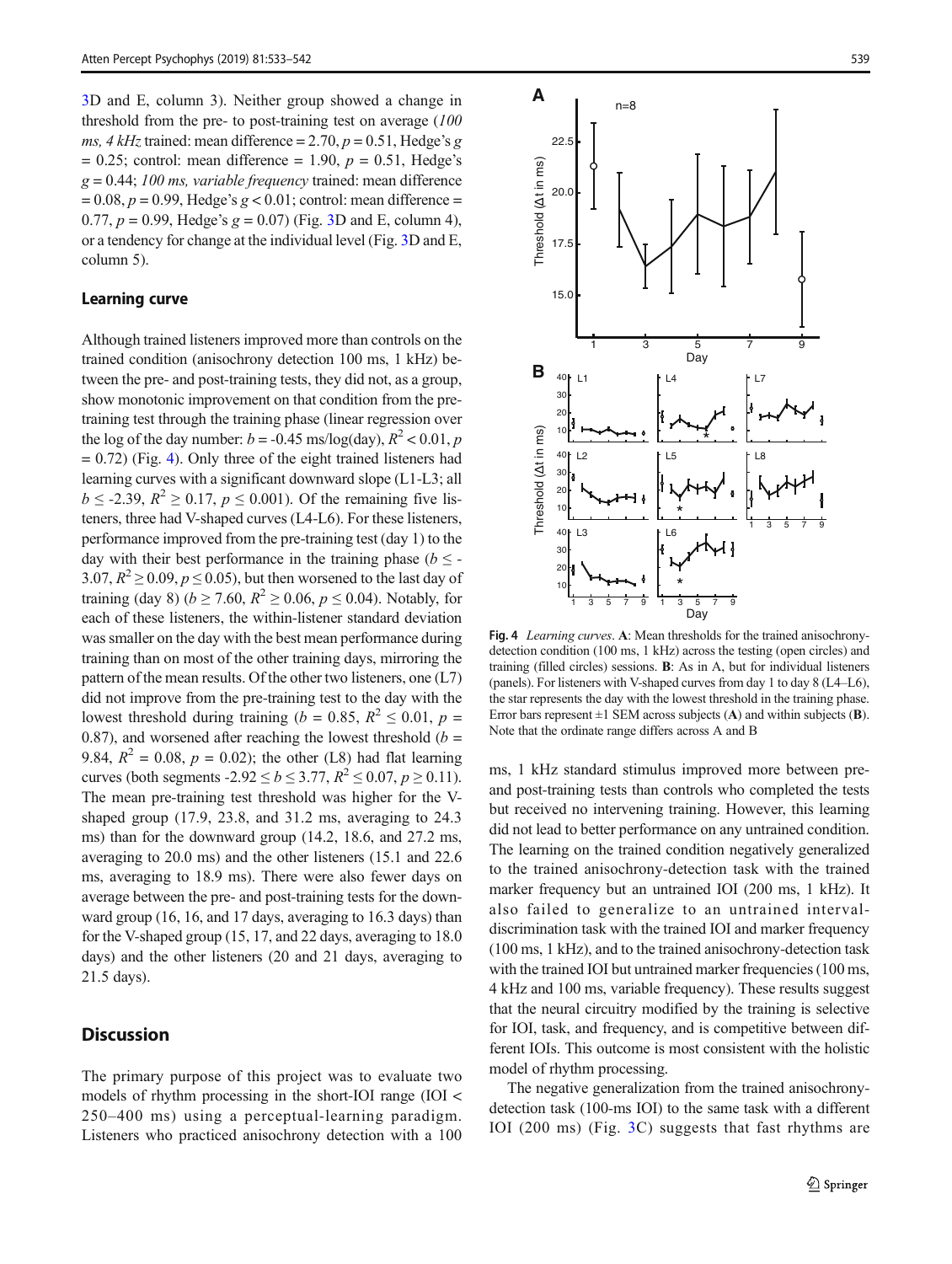3D and E, column 3). Neither group showed a change in threshold from the pre- to post-training test on average (*100 ms, 4 kHz* trained: mean difference = 2.70, $p = 0.51$, Hedge's $g = 0.25$; control: mean difference = 1.90, $p = 0.51$, Hedge's $g = 0.44$; *100 ms, variable frequency* trained: mean difference = 0.08, $p = 0.99$, Hedge's $g < 0.01$; control: mean difference = 0.77, $p = 0.99$, Hedge's $g = 0.07$) (Fig. 3D and E, column 4), or a tendency for change at the individual level (Fig. 3D and E, column 5).

### Learning curve

Although trained listeners improved more than controls on the trained condition (anisochrony detection 100 ms, 1 kHz) between the pre- and post-training tests, they did not, as a group, show monotonic improvement on that condition from the pre-training test through the training phase (linear regression over the log of the day number: $b = -0.45$ ms/log(day), $R^2 < 0.01$, $p = 0.72$) (Fig. 4). Only three of the eight trained listeners had learning curves with a significant downward slope (L1-L3; all $b \leq -2.39$, $R^2 \geq 0.17$, $p \leq 0.001$). Of the remaining five listeners, three had V-shaped curves (L4-L6). For these listeners, performance improved from the pre-training test (day 1) to the day with their best performance in the training phase ($b \leq -3.07$, $R^2 \geq 0.09$, $p \leq 0.05$), but then worsened to the last day of training (day 8) ($b \geq 7.60$, $R^2 \geq 0.06$, $p \leq 0.04$). Notably, for each of these listeners, the within-listener standard deviation was smaller on the day with the best mean performance during training than on most of the other training days, mirroring the pattern of the mean results. Of the other two listeners, one (L7) did not improve from the pre-training test to the day with the lowest threshold during training ($b = 0.85$, $R^2 \leq 0.01$, $p = 0.87$), and worsened after reaching the lowest threshold ($b = 9.84$, $R^2 = 0.08$, $p = 0.02$); the other (L8) had flat learning curves (both segments $-2.92 \leq b \leq 3.77$, $R^2 \leq 0.07$, $p \geq 0.11$). The mean pre-training test threshold was higher for the V-shaped group (17.9, 23.8, and 31.2 ms, averaging to 24.3 ms) than for the downward group (14.2, 18.6, and 27.2 ms, averaging to 20.0 ms) and the other listeners (15.1 and 22.6 ms, averaging to 18.9 ms). There were also fewer days on average between the pre- and post-training tests for the downward group (16, 16, and 17 days, averaging to 16.3 days) than for the V-shaped group (15, 17, and 22 days, averaging to 18.0 days) and the other listeners (20 and 21 days, averaging to 21.5 days).

**Fig. 4** *Learning curves*. **A**: Mean thresholds for the trained anisochrony-detection condition (100 ms, 1 kHz) across the testing (open circles) and training (filled circles) sessions. **B**: As in A, but for individual listeners (panels). For listeners with V-shaped curves from day 1 to day 8 (L4–L6), the star represents the day with the lowest threshold in the training phase. Error bars represent ±1 SEM across subjects (**A**) and within subjects (**B**). Note that the ordinate range differs across A and B

## Discussion

The primary purpose of this project was to evaluate two models of rhythm processing in the short-IOI range (IOI < 250–400 ms) using a perceptual-learning paradigm. Listeners who practiced anisochrony detection with a 100 ms, 1 kHz standard stimulus improved more between pre- and post-training tests than controls who completed the tests but received no intervening training. However, this learning did not lead to better performance on any untrained condition. The learning on the trained condition negatively generalized to the trained anisochrony-detection task with the trained marker frequency but an untrained IOI (200 ms, 1 kHz). It also failed to generalize to an untrained interval-discrimination task with the trained IOI and marker frequency (100 ms, 1 kHz), and to the trained anisochrony-detection task with the trained IOI but untrained marker frequencies (100 ms, 4 kHz and 100 ms, variable frequency). These results suggest that the neural circuitry modified by the training is selective for IOI, task, and frequency, and is competitive between different IOIs. This outcome is most consistent with the holistic model of rhythm processing.

The negative generalization from the trained anisochrony-detection task (100-ms IOI) to the same task with a different IOI (200 ms) (Fig. 3C) suggests that fast rhythms are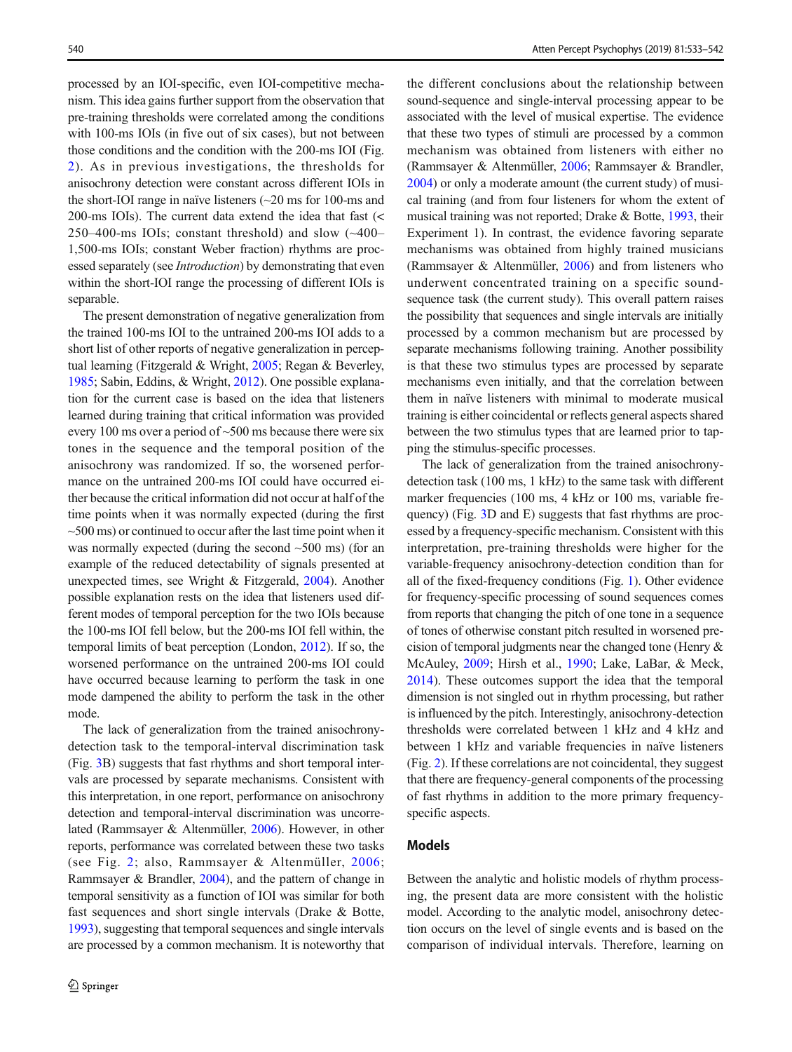processed by an IOI-specific, even IOI-competitive mechanism. This idea gains further support from the observation that pre-training thresholds were correlated among the conditions with 100-ms IOIs (in five out of six cases), but not between those conditions and the condition with the 200-ms IOI (Fig. 2). As in previous investigations, the thresholds for anisochrony detection were constant across different IOIs in the short-IOI range in naïve listeners (~20 ms for 100-ms and 200-ms IOIs). The current data extend the idea that fast (< 250–400-ms IOIs; constant threshold) and slow (~400–1,500-ms IOIs; constant Weber fraction) rhythms are processed separately (see *Introduction*) by demonstrating that even within the short-IOI range the processing of different IOIs is separable.

The present demonstration of negative generalization from the trained 100-ms IOI to the untrained 200-ms IOI adds to a short list of other reports of negative generalization in perceptual learning (Fitzgerald & Wright, 2005; Regan & Beverley, 1985; Sabin, Eddins, & Wright, 2012). One possible explanation for the current case is based on the idea that listeners learned during training that critical information was provided every 100 ms over a period of ~500 ms because there were six tones in the sequence and the temporal position of the anisochrony was randomized. If so, the worsened performance on the untrained 200-ms IOI could have occurred either because the critical information did not occur at half of the time points when it was normally expected (during the first ~500 ms) or continued to occur after the last time point when it was normally expected (during the second ~500 ms) (for an example of the reduced detectability of signals presented at unexpected times, see Wright & Fitzgerald, 2004). Another possible explanation rests on the idea that listeners used different modes of temporal perception for the two IOIs because the 100-ms IOI fell below, but the 200-ms IOI fell within, the temporal limits of beat perception (London, 2012). If so, the worsened performance on the untrained 200-ms IOI could have occurred because learning to perform the task in one mode dampened the ability to perform the task in the other mode.

The lack of generalization from the trained anisochrony-detection task to the temporal-interval discrimination task (Fig. 3B) suggests that fast rhythms and short temporal intervals are processed by separate mechanisms. Consistent with this interpretation, in one report, performance on anisochrony detection and temporal-interval discrimination was uncorrelated (Rammsayer & Altenmüller, 2006). However, in other reports, performance was correlated between these two tasks (see Fig. 2; also, Rammsayer & Altenmüller, 2006; Rammsayer & Brandler, 2004), and the pattern of change in temporal sensitivity as a function of IOI was similar for both fast sequences and short single intervals (Drake & Botte, 1993), suggesting that temporal sequences and single intervals are processed by a common mechanism. It is noteworthy that the different conclusions about the relationship between sound-sequence and single-interval processing appear to be associated with the level of musical expertise. The evidence that these two types of stimuli are processed by a common mechanism was obtained from listeners with either no (Rammsayer & Altenmüller, 2006; Rammsayer & Brandler, 2004) or only a moderate amount (the current study) of musical training (and from four listeners for whom the extent of musical training was not reported; Drake & Botte, 1993, their Experiment 1). In contrast, the evidence favoring separate mechanisms was obtained from highly trained musicians (Rammsayer & Altenmüller, 2006) and from listeners who underwent concentrated training on a specific sound-sequence task (the current study). This overall pattern raises the possibility that sequences and single intervals are initially processed by a common mechanism but are processed by separate mechanisms following training. Another possibility is that these two stimulus types are processed by separate mechanisms even initially, and that the correlation between them in naïve listeners with minimal to moderate musical training is either coincidental or reflects general aspects shared between the two stimulus types that are learned prior to tapping the stimulus-specific processes.

The lack of generalization from the trained anisochrony-detection task (100 ms, 1 kHz) to the same task with different marker frequencies (100 ms, 4 kHz or 100 ms, variable frequency) (Fig. 3D and E) suggests that fast rhythms are processed by a frequency-specific mechanism. Consistent with this interpretation, pre-training thresholds were higher for the variable-frequency anisochrony-detection condition than for all of the fixed-frequency conditions (Fig. 1). Other evidence for frequency-specific processing of sound sequences comes from reports that changing the pitch of one tone in a sequence of tones of otherwise constant pitch resulted in worsened precision of temporal judgments near the changed tone (Henry & McAuley, 2009; Hirsh et al., 1990; Lake, LaBar, & Meck, 2014). These outcomes support the idea that the temporal dimension is not singled out in rhythm processing, but rather is influenced by the pitch. Interestingly, anisochrony-detection thresholds were correlated between 1 kHz and 4 kHz and between 1 kHz and variable frequencies in naïve listeners (Fig. 2). If these correlations are not coincidental, they suggest that there are frequency-general components of the processing of fast rhythms in addition to the more primary frequency-specific aspects.

## Models

Between the analytic and holistic models of rhythm processing, the present data are more consistent with the holistic model. According to the analytic model, anisochrony detection occurs on the level of single events and is based on the comparison of individual intervals. Therefore, learning on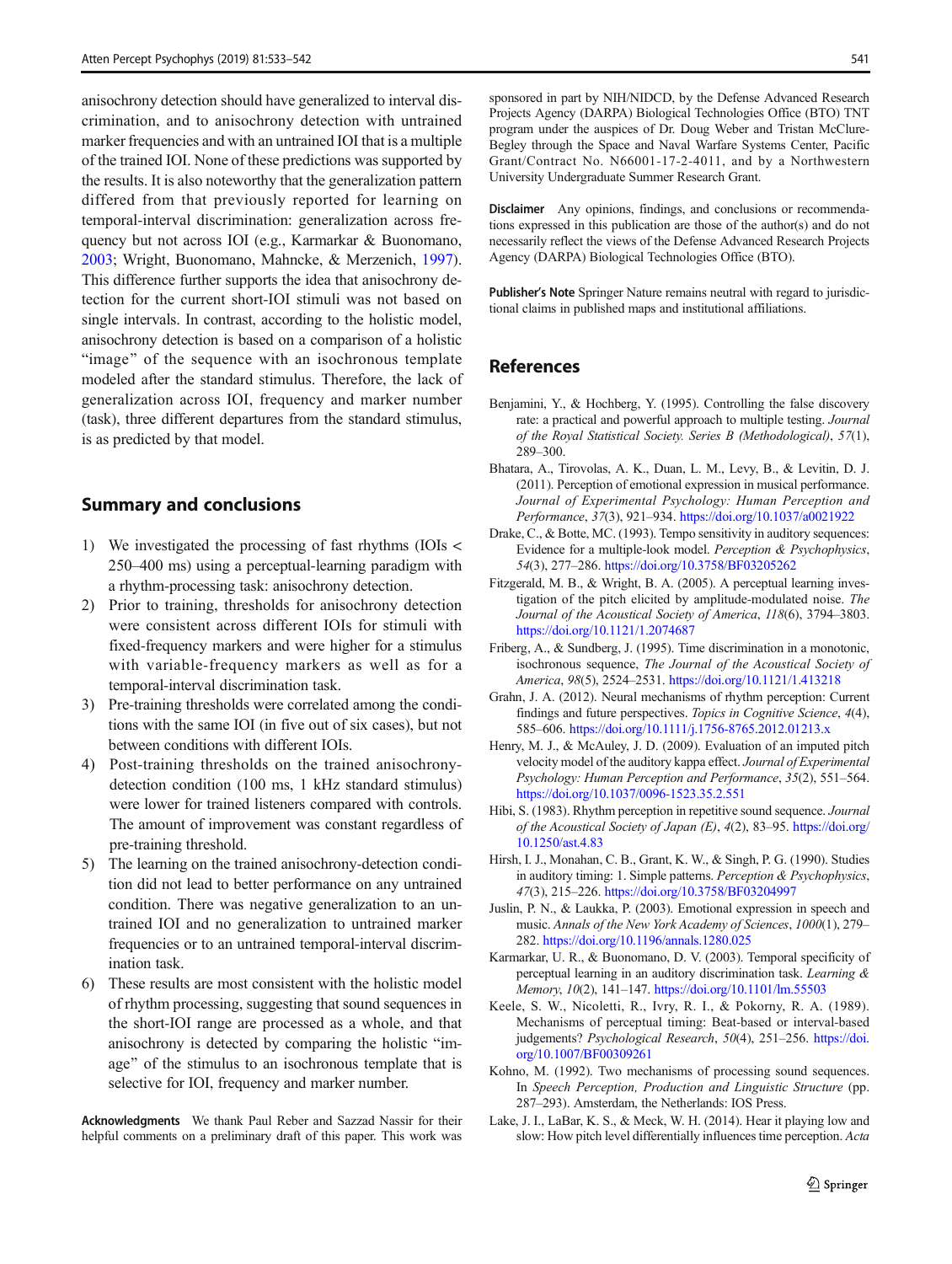anisochrony detection should have generalized to interval discrimination, and to anisochrony detection with untrained marker frequencies and with an untrained IOI that is a multiple of the trained IOI. None of these predictions was supported by the results. It is also noteworthy that the generalization pattern differed from that previously reported for learning on temporal-interval discrimination: generalization across frequency but not across IOI (e.g., Karmarkar & Buonomano, 2003; Wright, Buonomano, Mahncke, & Merzenich, 1997). This difference further supports the idea that anisochrony detection for the current short-IOI stimuli was not based on single intervals. In contrast, according to the holistic model, anisochrony detection is based on a comparison of a holistic "image" of the sequence with an isochronous template modeled after the standard stimulus. Therefore, the lack of generalization across IOI, frequency and marker number (task), three different departures from the standard stimulus, is as predicted by that model.

## Summary and conclusions

1) We investigated the processing of fast rhythms (IOIs < 250–400 ms) using a perceptual-learning paradigm with a rhythm-processing task: anisochrony detection.
2) Prior to training, thresholds for anisochrony detection were consistent across different IOIs for stimuli with fixed-frequency markers and were higher for a stimulus with variable-frequency markers as well as for a temporal-interval discrimination task.
3) Pre-training thresholds were correlated among the conditions with the same IOI (in five out of six cases), but not between conditions with different IOIs.
4) Post-training thresholds on the trained anisochrony-detection condition (100 ms, 1 kHz standard stimulus) were lower for trained listeners compared with controls. The amount of improvement was constant regardless of pre-training threshold.
5) The learning on the trained anisochrony-detection condition did not lead to better performance on any untrained condition. There was negative generalization to an untrained IOI and no generalization to untrained marker frequencies or to an untrained temporal-interval discrimination task.
6) These results are most consistent with the holistic model of rhythm processing, suggesting that sound sequences in the short-IOI range are processed as a whole, and that anisochrony is detected by comparing the holistic "image" of the stimulus to an isochronous template that is selective for IOI, frequency and marker number.

**Acknowledgments** We thank Paul Reber and Sazzad Nassir for their helpful comments on a preliminary draft of this paper. This work was sponsored in part by NIH/NIDCD, by the Defense Advanced Research Projects Agency (DARPA) Biological Technologies Office (BTO) TNT program under the auspices of Dr. Doug Weber and Tristan McClure-Begley through the Space and Naval Warfare Systems Center, Pacific Grant/Contract No. N66001-17-2-4011, and by a Northwestern University Undergraduate Summer Research Grant.

**Disclaimer** Any opinions, findings, and conclusions or recommendations expressed in this publication are those of the author(s) and do not necessarily reflect the views of the Defense Advanced Research Projects Agency (DARPA) Biological Technologies Office (BTO).

**Publisher's Note** Springer Nature remains neutral with regard to jurisdictional claims in published maps and institutional affiliations.

## References

Benjamini, Y., & Hochberg, Y. (1995). Controlling the false discovery rate: a practical and powerful approach to multiple testing. *Journal of the Royal Statistical Society. Series B (Methodological)*, *57*(1), 289–300.

Bhatara, A., Tirovolas, A. K., Duan, L. M., Levy, B., & Levitin, D. J. (2011). Perception of emotional expression in musical performance. *Journal of Experimental Psychology: Human Perception and Performance*, *37*(3), 921–934. https://doi.org/10.1037/a0021922

Drake, C., & Botte, MC. (1993). Tempo sensitivity in auditory sequences: Evidence for a multiple-look model. *Perception & Psychophysics*, *54*(3), 277–286. https://doi.org/10.3758/BF03205262

Fitzgerald, M. B., & Wright, B. A. (2005). A perceptual learning investigation of the pitch elicited by amplitude-modulated noise. *The Journal of the Acoustical Society of America*, *118*(6), 3794–3803. https://doi.org/10.1121/1.2074687

Friberg, A., & Sundberg, J. (1995). Time discrimination in a monotonic, isochronous sequence, *The Journal of the Acoustical Society of America*, *98*(5), 2524–2531. https://doi.org/10.1121/1.413218

Grahn, J. A. (2012). Neural mechanisms of rhythm perception: Current findings and future perspectives. *Topics in Cognitive Science*, *4*(4), 585–606. https://doi.org/10.1111/j.1756-8765.2012.01213.x

Henry, M. J., & McAuley, J. D. (2009). Evaluation of an imputed pitch velocity model of the auditory kappa effect. *Journal of Experimental Psychology: Human Perception and Performance*, *35*(2), 551–564. https://doi.org/10.1037/0096-1523.35.2.551

Hibi, S. (1983). Rhythm perception in repetitive sound sequence. *Journal of the Acoustical Society of Japan (E)*, *4*(2), 83–95. https://doi.org/10.1250/ast.4.83

Hirsh, I. J., Monahan, C. B., Grant, K. W., & Singh, P. G. (1990). Studies in auditory timing: 1. Simple patterns. *Perception & Psychophysics*, *47*(3), 215–226. https://doi.org/10.3758/BF03204997

Juslin, P. N., & Laukka, P. (2003). Emotional expression in speech and music. *Annals of the New York Academy of Sciences*, *1000*(1), 279–282. https://doi.org/10.1196/annals.1280.025

Karmarkar, U. R., & Buonomano, D. V. (2003). Temporal specificity of perceptual learning in an auditory discrimination task. *Learning & Memory*, *10*(2), 141–147. https://doi.org/10.1101/lm.55503

Keele, S. W., Nicoletti, R., Ivry, R. I., & Pokorny, R. A. (1989). Mechanisms of perceptual timing: Beat-based or interval-based judgements? *Psychological Research*, *50*(4), 251–256. https://doi.org/10.1007/BF00309261

Kohno, M. (1992). Two mechanisms of processing sound sequences. In *Speech Perception, Production and Linguistic Structure* (pp. 287–293). Amsterdam, the Netherlands: IOS Press.

Lake, J. I., LaBar, K. S., & Meck, W. H. (2014). Hear it playing low and slow: How pitch level differentially influences time perception. *Acta*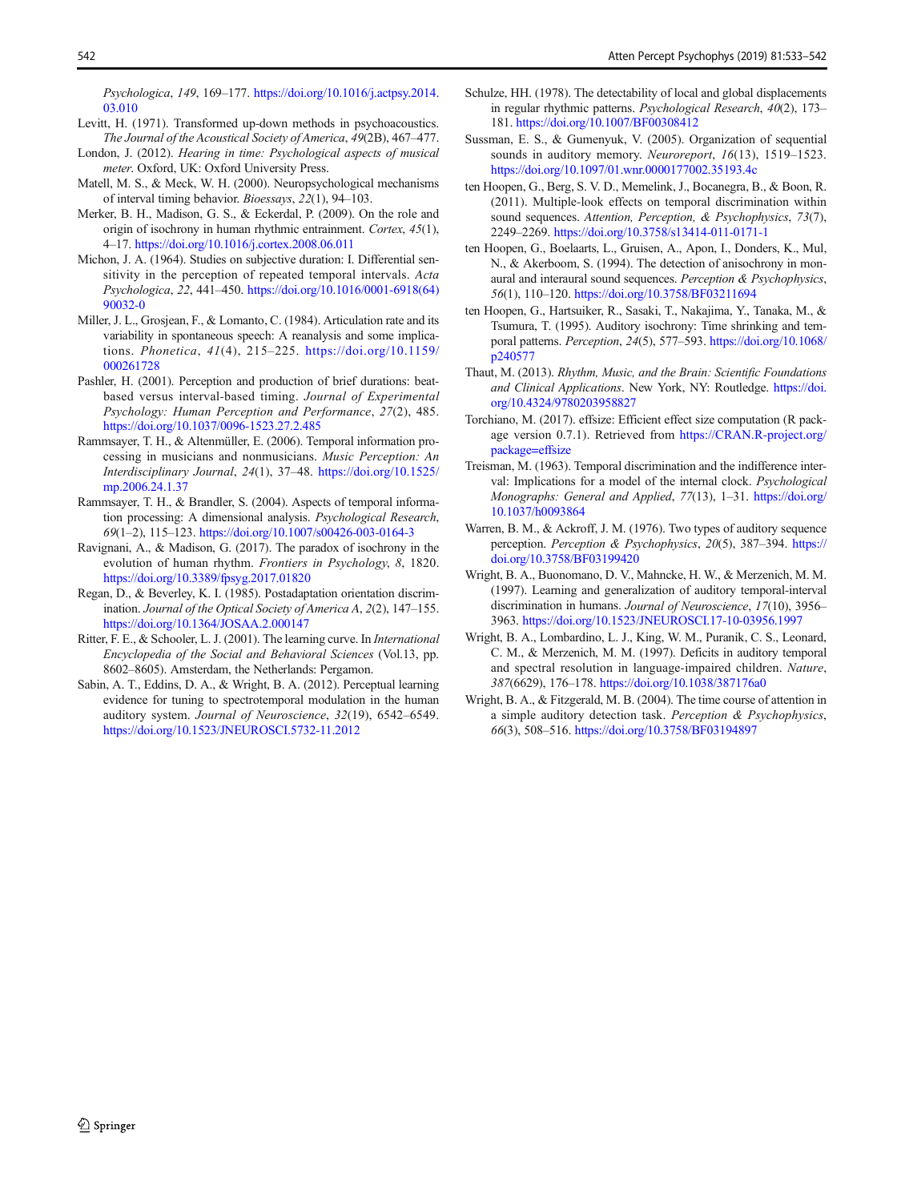*Psychologica*, *149*, 169–177. https://doi.org/10.1016/j.actpsy.2014.03.010

Levitt, H. (1971). Transformed up-down methods in psychoacoustics. *The Journal of the Acoustical Society of America*, *49*(2B), 467–477.

London, J. (2012). *Hearing in time: Psychological aspects of musical meter*. Oxford, UK: Oxford University Press.

Matell, M. S., & Meck, W. H. (2000). Neuropsychological mechanisms of interval timing behavior. *Bioessays*, *22*(1), 94–103.

Merker, B. H., Madison, G. S., & Eckerdal, P. (2009). On the role and origin of isochrony in human rhythmic entrainment. *Cortex*, *45*(1), 4–17. https://doi.org/10.1016/j.cortex.2008.06.011

Michon, J. A. (1964). Studies on subjective duration: I. Differential sensitivity in the perception of repeated temporal intervals. *Acta Psychologica*, *22*, 441–450. https://doi.org/10.1016/0001-6918(64)90032-0

Miller, J. L., Grosjean, F., & Lomanto, C. (1984). Articulation rate and its variability in spontaneous speech: A reanalysis and some implications. *Phonetica*, *41*(4), 215–225. https://doi.org/10.1159/000261728

Pashler, H. (2001). Perception and production of brief durations: beat-based versus interval-based timing. *Journal of Experimental Psychology: Human Perception and Performance*, *27*(2), 485. https://doi.org/10.1037/0096-1523.27.2.485

Rammsayer, T. H., & Altenmüller, E. (2006). Temporal information processing in musicians and nonmusicians. *Music Perception: An Interdisciplinary Journal*, *24*(1), 37–48. https://doi.org/10.1525/mp.2006.24.1.37

Rammsayer, T. H., & Brandler, S. (2004). Aspects of temporal information processing: A dimensional analysis. *Psychological Research*, *69*(1–2), 115–123. https://doi.org/10.1007/s00426-003-0164-3

Ravignani, A., & Madison, G. (2017). The paradox of isochrony in the evolution of human rhythm. *Frontiers in Psychology*, *8*, 1820. https://doi.org/10.3389/fpsyg.2017.01820

Regan, D., & Beverley, K. I. (1985). Postadaptation orientation discrimination. *Journal of the Optical Society of America A*, *2*(2), 147–155. https://doi.org/10.1364/JOSAA.2.000147

Ritter, F. E., & Schooler, L. J. (2001). The learning curve. In *International Encyclopedia of the Social and Behavioral Sciences* (Vol.13, pp. 8602–8605). Amsterdam, the Netherlands: Pergamon.

Sabin, A. T., Eddins, D. A., & Wright, B. A. (2012). Perceptual learning evidence for tuning to spectrotemporal modulation in the human auditory system. *Journal of Neuroscience*, *32*(19), 6542–6549. https://doi.org/10.1523/JNEUROSCI.5732-11.2012

Schulze, HH. (1978). The detectability of local and global displacements in regular rhythmic patterns. *Psychological Research*, *40*(2), 173–181. https://doi.org/10.1007/BF00308412

Sussman, E. S., & Gumenyuk, V. (2005). Organization of sequential sounds in auditory memory. *Neuroreport*, *16*(13), 1519–1523. https://doi.org/10.1097/01.wnr.0000177002.35193.4c

ten Hoopen, G., Berg, S. V. D., Memelink, J., Bocanegra, B., & Boon, R. (2011). Multiple-look effects on temporal discrimination within sound sequences. *Attention, Perception, & Psychophysics*, *73*(7), 2249–2269. https://doi.org/10.3758/s13414-011-0171-1

ten Hoopen, G., Boelaarts, L., Gruisen, A., Apon, I., Donders, K., Mul, N., & Akerboom, S. (1994). The detection of anisochrony in monaural and interaural sound sequences. *Perception & Psychophysics*, *56*(1), 110–120. https://doi.org/10.3758/BF03211694

ten Hoopen, G., Hartsuiker, R., Sasaki, T., Nakajima, Y., Tanaka, M., & Tsumura, T. (1995). Auditory isochrony: Time shrinking and temporal patterns. *Perception*, *24*(5), 577–593. https://doi.org/10.1068/p240577

Thaut, M. (2013). *Rhythm, Music, and the Brain: Scientific Foundations and Clinical Applications*. New York, NY: Routledge. https://doi.org/10.4324/9780203958827

Torchiano, M. (2017). effsize: Efficient effect size computation (R package version 0.7.1). Retrieved from https://CRAN.R-project.org/package=effsize

Treisman, M. (1963). Temporal discrimination and the indifference interval: Implications for a model of the internal clock. *Psychological Monographs: General and Applied*, *77*(13), 1–31. https://doi.org/10.1037/h0093864

Warren, B. M., & Ackroff, J. M. (1976). Two types of auditory sequence perception. *Perception & Psychophysics*, *20*(5), 387–394. https://doi.org/10.3758/BF03199420

Wright, B. A., Buonomano, D. V., Mahncke, H. W., & Merzenich, M. M. (1997). Learning and generalization of auditory temporal-interval discrimination in humans. *Journal of Neuroscience*, *17*(10), 3956–3963. https://doi.org/10.1523/JNEUROSCI.17-10-03956.1997

Wright, B. A., Lombardino, L. J., King, W. M., Puranik, C. S., Leonard, C. M., & Merzenich, M. M. (1997). Deficits in auditory temporal and spectral resolution in language-impaired children. *Nature*, *387*(6629), 176–178. https://doi.org/10.1038/387176a0

Wright, B. A., & Fitzgerald, M. B. (2004). The time course of attention in a simple auditory detection task. *Perception & Psychophysics*, *66*(3), 508–516. https://doi.org/10.3758/BF03194897